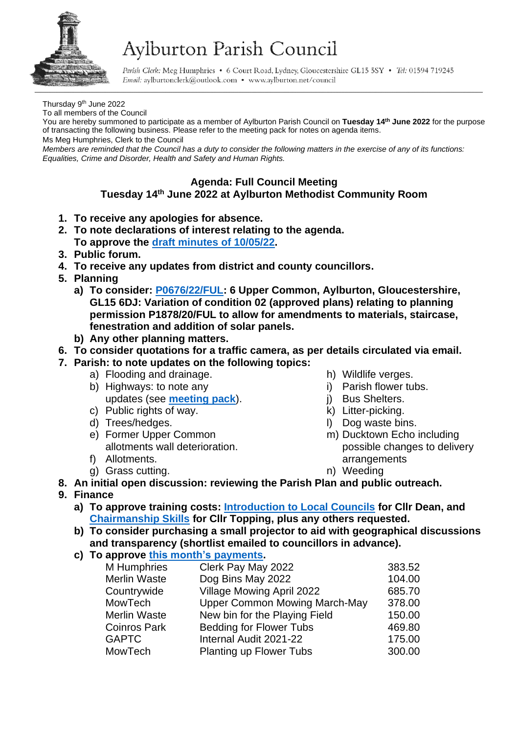# Aylburton Parish Council

*Parish Clerk:* Meg Humphries • 6 Court Road, Lydney, Gloucestershire GL15 5SY • *Tel:* 01594 719245
*Email:* aylburtonclerk@outlook.com • www.aylburton.net/council

Thursday 9th June 2022
To all members of the Council
You are hereby summoned to participate as a member of Aylburton Parish Council on **Tuesday 14th June 2022** for the purpose of transacting the following business. Please refer to the meeting pack for notes on agenda items.
Ms Meg Humphries, Clerk to the Council
*Members are reminded that the Council has a duty to consider the following matters in the exercise of any of its functions: Equalities, Crime and Disorder, Health and Safety and Human Rights.*

## Agenda: Full Council Meeting
## Tuesday 14th June 2022 at Aylburton Methodist Community Room

1. **To receive any apologies for absence.**
2. **To note declarations of interest relating to the agenda.**
   **To approve the draft minutes of 10/05/22.**
3. **Public forum.**
4. **To receive any updates from district and county councillors.**
5. **Planning**
   a) **To consider: P0676/22/FUL: 6 Upper Common, Aylburton, Gloucestershire, GL15 6DJ: Variation of condition 02 (approved plans) relating to planning permission P1878/20/FUL to allow for amendments to materials, staircase, fenestration and addition of solar panels.**
   b) **Any other planning matters.**
6. **To consider quotations for a traffic camera, as per details circulated via email.**
7. **Parish: to note updates on the following topics:**
   a) Flooding and drainage.
   b) Highways: to note any updates (see **meeting pack**).
   c) Public rights of way.
   d) Trees/hedges.
   e) Former Upper Common allotments wall deterioration.
   f) Allotments.
   g) Grass cutting.
   h) Wildlife verges.
   i) Parish flower tubs.
   j) Bus Shelters.
   k) Litter-picking.
   l) Dog waste bins.
   m) Ducktown Echo including possible changes to delivery arrangements
   n) Weeding
8. **An initial open discussion: reviewing the Parish Plan and public outreach.**
9. **Finance**
   a) **To approve training costs: Introduction to Local Councils for Cllr Dean, and Chairmanship Skills for Cllr Topping, plus any others requested.**
   b) **To consider purchasing a small projector to aid with geographical discussions and transparency (shortlist emailed to councillors in advance).**
   c) **To approve this month's payments.**

| | | |
|---|---|---|
| M Humphries | Clerk Pay May 2022 | 383.52 |
| Merlin Waste | Dog Bins May 2022 | 104.00 |
| Countrywide | Village Mowing April 2022 | 685.70 |
| MowTech | Upper Common Mowing March-May | 378.00 |
| Merlin Waste | New bin for the Playing Field | 150.00 |
| Coinros Park | Bedding for Flower Tubs | 469.80 |
| GAPTC | Internal Audit 2021-22 | 175.00 |
| MowTech | Planting up Flower Tubs | 300.00 |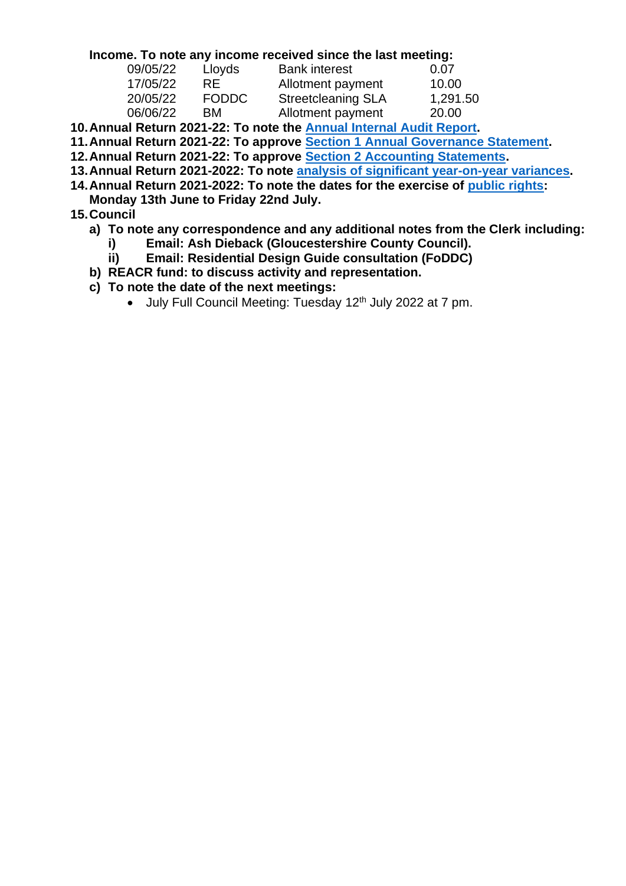**Income. To note any income received since the last meeting:**

| | | | |
|---|---|---|---|
| 09/05/22 | Lloyds | Bank interest | 0.07 |
| 17/05/22 | RE | Allotment payment | 10.00 |
| 20/05/22 | FODDC | Streetcleaning SLA | 1,291.50 |
| 06/06/22 | BM | Allotment payment | 20.00 |

10. **Annual Return 2021-22: To note the Annual Internal Audit Report.**
11. **Annual Return 2021-22: To approve Section 1 Annual Governance Statement.**
12. **Annual Return 2021-22: To approve Section 2 Accounting Statements.**
13. **Annual Return 2021-2022: To note analysis of significant year-on-year variances.**
14. **Annual Return 2021-2022: To note the dates for the exercise of public rights: Monday 13th June to Friday 22nd July.**
15. **Council**
    a) **To note any correspondence and any additional notes from the Clerk including:**
        i) **Email: Ash Dieback (Gloucestershire County Council).**
        ii) **Email: Residential Design Guide consultation (FoDDC)**
    b) **REACR fund: to discuss activity and representation.**
    c) **To note the date of the next meetings:**
        - July Full Council Meeting: Tuesday 12th July 2022 at 7 pm.